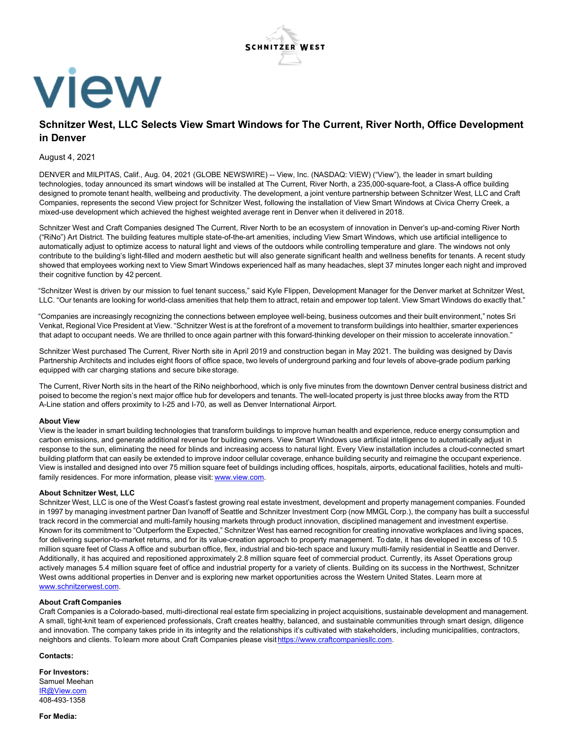# Schnitzer West, LLC Selects View Smart Windows for The Current, River North, Office Development in Denver

August 4, 2021

DENVER and MILPITAS, Calif., Aug. 04, 2021 (GLOBE NEWSWIRE) -- View, Inc. (NASDAQ: VIEW) ("View"), the leader in smart building technologies, today announced its smart windows will be installed at The Current, River North, a 235,000-square-foot, a Class-A office building designed to promote tenant health, wellbeing and productivity. The development, a joint venture partnership between Schnitzer West, LLC and Craft Companies, represents the second View project for Schnitzer West, following the installation of View Smart Windows at Civica Cherry Creek, a mixed-use development which achieved the highest weighted average rent in Denver when it delivered in 2018.

Schnitzer West and Craft Companies designed The Current, River North to be an ecosystem of innovation in Denver's up-and-coming River North ("RiNo") Art District. The building features multiple state-of-the-art amenities, including View Smart Windows, which use artificial intelligence to automatically adjust to optimize access to natural light and views of the outdoors while controlling temperature and glare. The windows not only contribute to the building's light-filled and modern aesthetic but will also generate significant health and wellness benefits for tenants. A recent study showed that employees working next to View Smart Windows experienced half as many headaches, slept 37 minutes longer each night and improved their cognitive function by 42 percent.

"Schnitzer West is driven by our mission to fuel tenant success," said Kyle Flippen, Development Manager for the Denver market at Schnitzer West, LLC. "Our tenants are looking for world-class amenities that help them to attract, retain and empower top talent. View Smart Windows do exactly that."

"Companies are increasingly recognizing the connections between employee well-being, business outcomes and their built environment," notes Sri Venkat, Regional Vice President at View. "Schnitzer West is at the forefront of a movement to transform buildings into healthier, smarter experiences that adapt to occupant needs. We are thrilled to once again partner with this forward-thinking developer on their mission to accelerate innovation."

Schnitzer West purchased The Current, River North site in April 2019 and construction began in May 2021. The building was designed by Davis Partnership Architects and includes eight floors of office space, two levels of underground parking and four levels of above-grade podium parking equipped with car charging stations and secure bike storage.

The Current, River North sits in the heart of the RiNo neighborhood, which is only five minutes from the downtown Denver central business district and poised to become the region's next major office hub for developers and tenants. The well-located property is just three blocks away from the RTD A-Line station and offers proximity to I-25 and I-70, as well as Denver International Airport.

**About View**
View is the leader in smart building technologies that transform buildings to improve human health and experience, reduce energy consumption and carbon emissions, and generate additional revenue for building owners. View Smart Windows use artificial intelligence to automatically adjust in response to the sun, eliminating the need for blinds and increasing access to natural light. Every View installation includes a cloud-connected smart building platform that can easily be extended to improve indoor cellular coverage, enhance building security and reimagine the occupant experience. View is installed and designed into over 75 million square feet of buildings including offices, hospitals, airports, educational facilities, hotels and multi-family residences. For more information, please visit: www.view.com.

**About Schnitzer West, LLC**
Schnitzer West, LLC is one of the West Coast's fastest growing real estate investment, development and property management companies. Founded in 1997 by managing investment partner Dan Ivanoff of Seattle and Schnitzer Investment Corp (now MMGL Corp.), the company has built a successful track record in the commercial and multi-family housing markets through product innovation, disciplined management and investment expertise. Known for its commitment to "Outperform the Expected," Schnitzer West has earned recognition for creating innovative workplaces and living spaces, for delivering superior-to-market returns, and for its value-creation approach to property management. To date, it has developed in excess of 10.5 million square feet of Class A office and suburban office, flex, industrial and bio-tech space and luxury multi-family residential in Seattle and Denver. Additionally, it has acquired and repositioned approximately 2.8 million square feet of commercial product. Currently, its Asset Operations group actively manages 5.4 million square feet of office and industrial property for a variety of clients. Building on its success in the Northwest, Schnitzer West owns additional properties in Denver and is exploring new market opportunities across the Western United States. Learn more at www.schnitzerwest.com.

**About Craft Companies**
Craft Companies is a Colorado-based, multi-directional real estate firm specializing in project acquisitions, sustainable development and management. A small, tight-knit team of experienced professionals, Craft creates healthy, balanced, and sustainable communities through smart design, diligence and innovation. The company takes pride in its integrity and the relationships it's cultivated with stakeholders, including municipalities, contractors, neighbors and clients. To learn more about Craft Companies please visit https://www.craftcompaniesllc.com.

**Contacts:**

**For Investors:**
Samuel Meehan
IR@View.com
408-493-1358

**For Media:**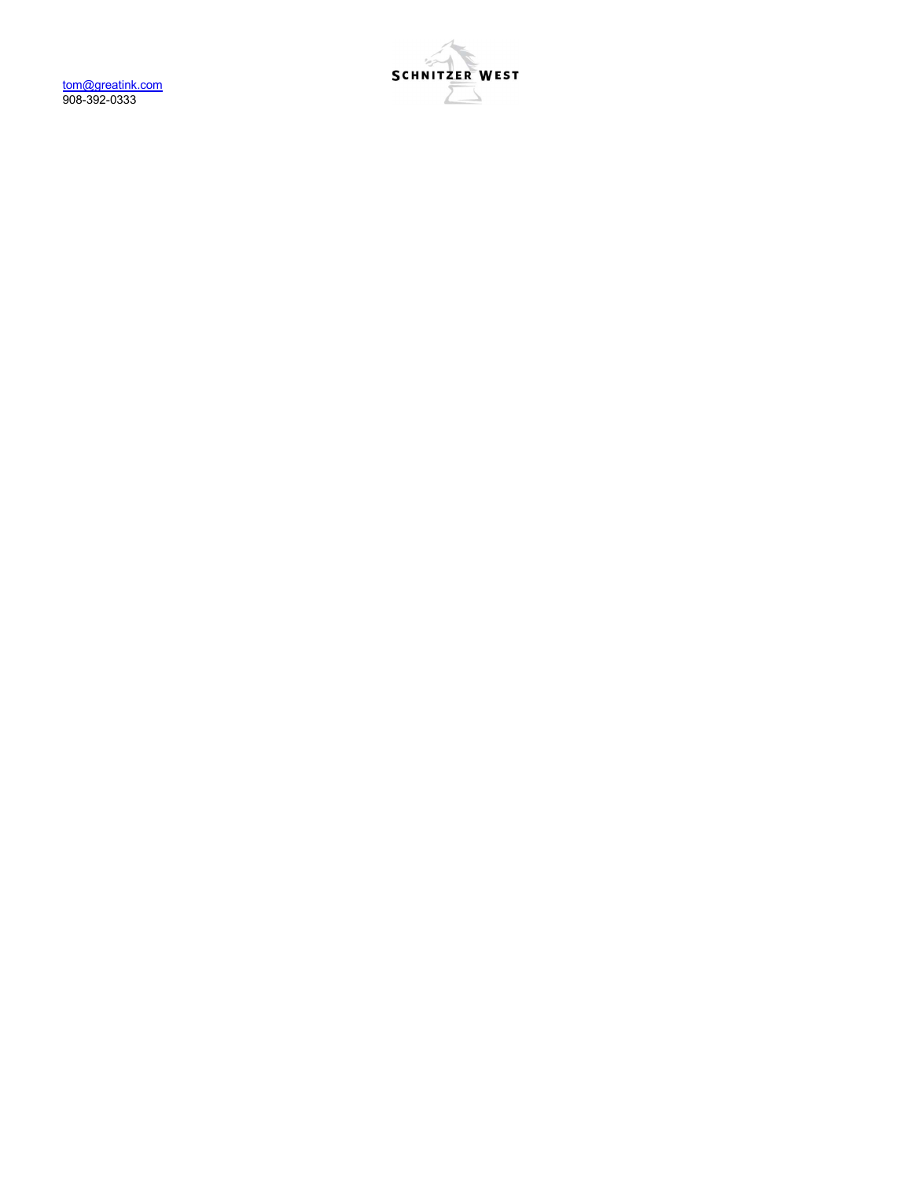**SCHNITZER WEST**

tom@greatink.com
908-392-0333